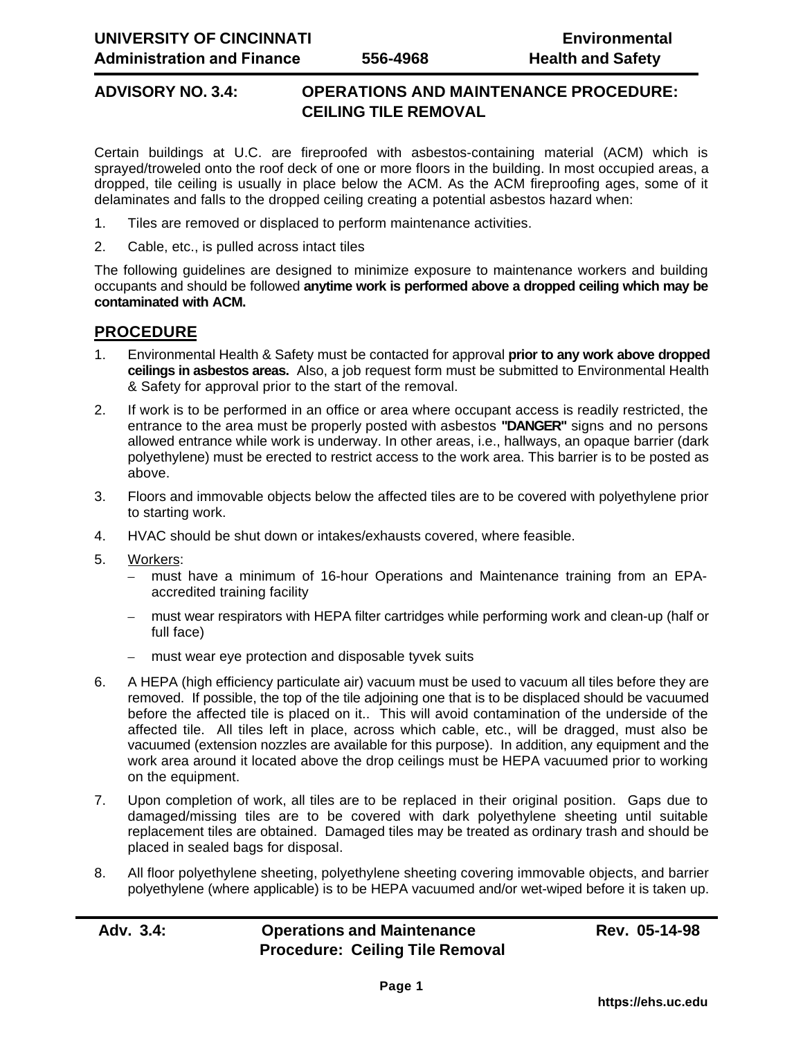**UNIVERSITY OF CINCINNATI**
**Administration and Finance** **556-4968** **Environmental Health and Safety**

## ADVISORY NO. 3.4: OPERATIONS AND MAINTENANCE PROCEDURE: CEILING TILE REMOVAL

Certain buildings at U.C. are fireproofed with asbestos-containing material (ACM) which is sprayed/troweled onto the roof deck of one or more floors in the building. In most occupied areas, a dropped, tile ceiling is usually in place below the ACM. As the ACM fireproofing ages, some of it delaminates and falls to the dropped ceiling creating a potential asbestos hazard when:

1. Tiles are removed or displaced to perform maintenance activities.
2. Cable, etc., is pulled across intact tiles

The following guidelines are designed to minimize exposure to maintenance workers and building occupants and should be followed **anytime work is performed above a dropped ceiling which may be contaminated with ACM.**

## PROCEDURE

1. Environmental Health & Safety must be contacted for approval **prior to any work above dropped ceilings in asbestos areas.** Also, a job request form must be submitted to Environmental Health & Safety for approval prior to the start of the removal.
2. If work is to be performed in an office or area where occupant access is readily restricted, the entrance to the area must be properly posted with asbestos **"DANGER"** signs and no persons allowed entrance while work is underway. In other areas, i.e., hallways, an opaque barrier (dark polyethylene) must be erected to restrict access to the work area. This barrier is to be posted as above.
3. Floors and immovable objects below the affected tiles are to be covered with polyethylene prior to starting work.
4. HVAC should be shut down or intakes/exhausts covered, where feasible.
5. Workers:
   - must have a minimum of 16-hour Operations and Maintenance training from an EPA-accredited training facility
   - must wear respirators with HEPA filter cartridges while performing work and clean-up (half or full face)
   - must wear eye protection and disposable tyvek suits
6. A HEPA (high efficiency particulate air) vacuum must be used to vacuum all tiles before they are removed. If possible, the top of the tile adjoining one that is to be displaced should be vacuumed before the affected tile is placed on it.. This will avoid contamination of the underside of the affected tile. All tiles left in place, across which cable, etc., will be dragged, must also be vacuumed (extension nozzles are available for this purpose). In addition, any equipment and the work area around it located above the drop ceilings must be HEPA vacuumed prior to working on the equipment.
7. Upon completion of work, all tiles are to be replaced in their original position. Gaps due to damaged/missing tiles are to be covered with dark polyethylene sheeting until suitable replacement tiles are obtained. Damaged tiles may be treated as ordinary trash and should be placed in sealed bags for disposal.
8. All floor polyethylene sheeting, polyethylene sheeting covering immovable objects, and barrier polyethylene (where applicable) is to be HEPA vacuumed and/or wet-wiped before it is taken up.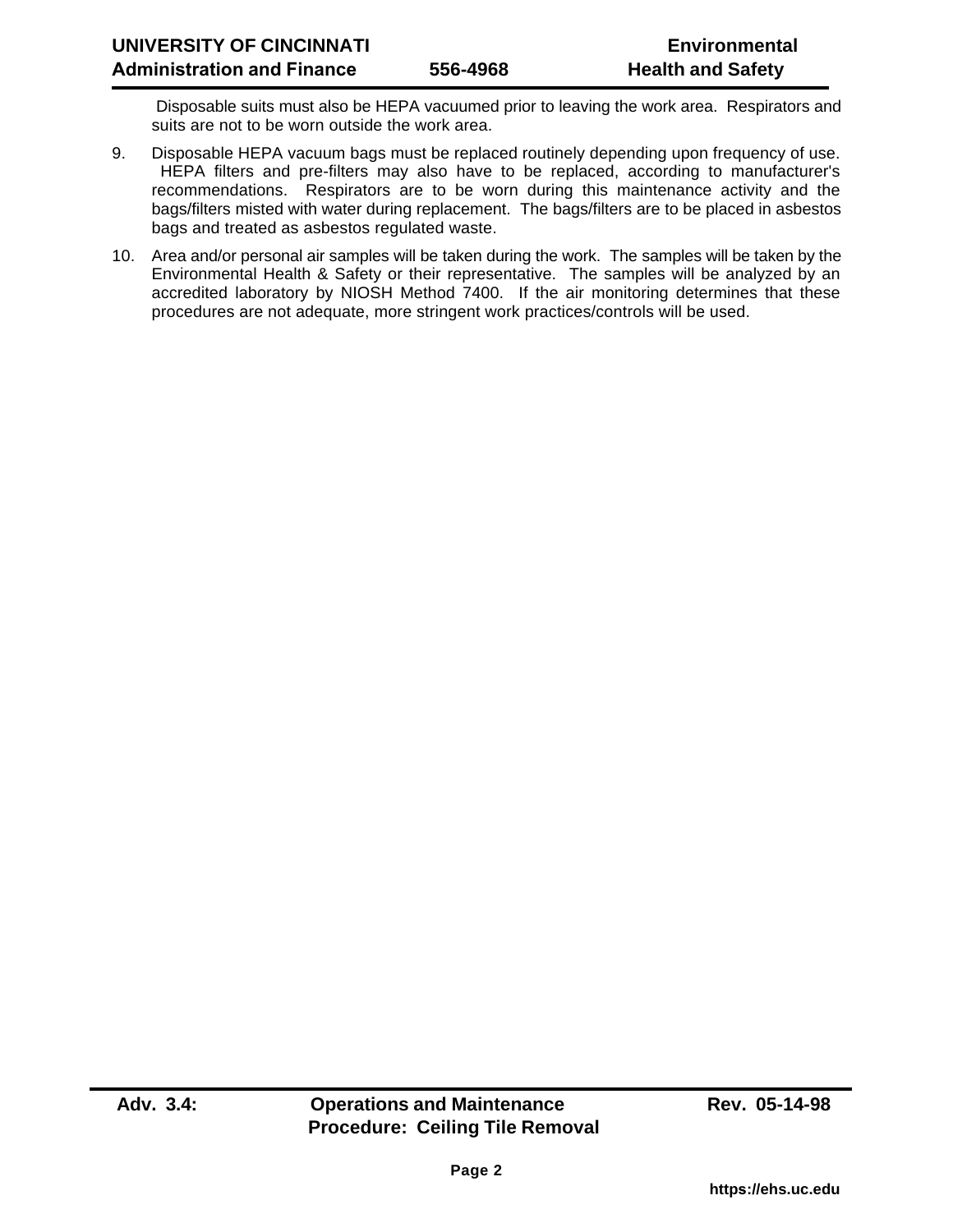Disposable suits must also be HEPA vacuumed prior to leaving the work area. Respirators and suits are not to be worn outside the work area.

9. Disposable HEPA vacuum bags must be replaced routinely depending upon frequency of use. HEPA filters and pre-filters may also have to be replaced, according to manufacturer's recommendations. Respirators are to be worn during this maintenance activity and the bags/filters misted with water during replacement. The bags/filters are to be placed in asbestos bags and treated as asbestos regulated waste.

10. Area and/or personal air samples will be taken during the work. The samples will be taken by the Environmental Health & Safety or their representative. The samples will be analyzed by an accredited laboratory by NIOSH Method 7400. If the air monitoring determines that these procedures are not adequate, more stringent work practices/controls will be used.